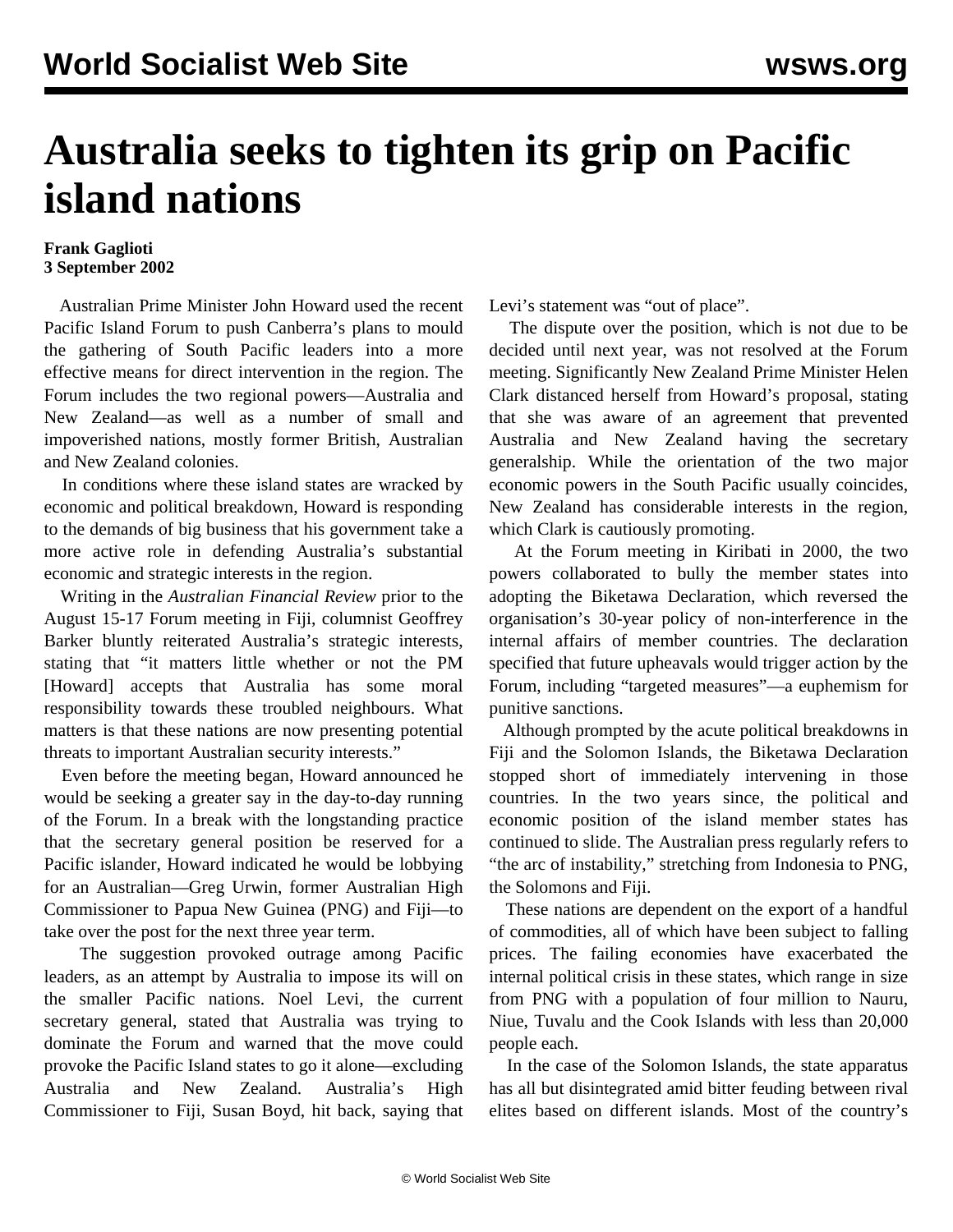# Australia seeks to tighten its grip on Pacific island nations

**Frank Gaglioti**
**3 September 2002**

Australian Prime Minister John Howard used the recent Pacific Island Forum to push Canberra's plans to mould the gathering of South Pacific leaders into a more effective means for direct intervention in the region. The Forum includes the two regional powers—Australia and New Zealand—as well as a number of small and impoverished nations, mostly former British, Australian and New Zealand colonies.

In conditions where these island states are wracked by economic and political breakdown, Howard is responding to the demands of big business that his government take a more active role in defending Australia's substantial economic and strategic interests in the region.

Writing in the *Australian Financial Review* prior to the August 15-17 Forum meeting in Fiji, columnist Geoffrey Barker bluntly reiterated Australia's strategic interests, stating that "it matters little whether or not the PM [Howard] accepts that Australia has some moral responsibility towards these troubled neighbours. What matters is that these nations are now presenting potential threats to important Australian security interests."

Even before the meeting began, Howard announced he would be seeking a greater say in the day-to-day running of the Forum. In a break with the longstanding practice that the secretary general position be reserved for a Pacific islander, Howard indicated he would be lobbying for an Australian—Greg Urwin, former Australian High Commissioner to Papua New Guinea (PNG) and Fiji—to take over the post for the next three year term.

The suggestion provoked outrage among Pacific leaders, as an attempt by Australia to impose its will on the smaller Pacific nations. Noel Levi, the current secretary general, stated that Australia was trying to dominate the Forum and warned that the move could provoke the Pacific Island states to go it alone—excluding Australia and New Zealand. Australia's High Commissioner to Fiji, Susan Boyd, hit back, saying that Levi's statement was "out of place".

The dispute over the position, which is not due to be decided until next year, was not resolved at the Forum meeting. Significantly New Zealand Prime Minister Helen Clark distanced herself from Howard's proposal, stating that she was aware of an agreement that prevented Australia and New Zealand having the secretary generalship. While the orientation of the two major economic powers in the South Pacific usually coincides, New Zealand has considerable interests in the region, which Clark is cautiously promoting.

At the Forum meeting in Kiribati in 2000, the two powers collaborated to bully the member states into adopting the Biketawa Declaration, which reversed the organisation's 30-year policy of non-interference in the internal affairs of member countries. The declaration specified that future upheavals would trigger action by the Forum, including "targeted measures"—a euphemism for punitive sanctions.

Although prompted by the acute political breakdowns in Fiji and the Solomon Islands, the Biketawa Declaration stopped short of immediately intervening in those countries. In the two years since, the political and economic position of the island member states has continued to slide. The Australian press regularly refers to "the arc of instability," stretching from Indonesia to PNG, the Solomons and Fiji.

These nations are dependent on the export of a handful of commodities, all of which have been subject to falling prices. The failing economies have exacerbated the internal political crisis in these states, which range in size from PNG with a population of four million to Nauru, Niue, Tuvalu and the Cook Islands with less than 20,000 people each.

In the case of the Solomon Islands, the state apparatus has all but disintegrated amid bitter feuding between rival elites based on different islands. Most of the country's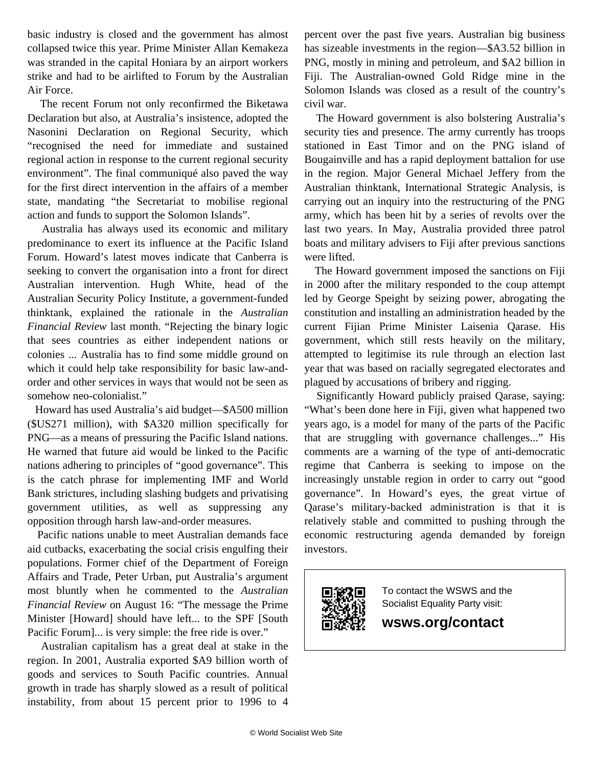basic industry is closed and the government has almost collapsed twice this year. Prime Minister Allan Kemakeza was stranded in the capital Honiara by an airport workers strike and had to be airlifted to Forum by the Australian Air Force.

The recent Forum not only reconfirmed the Biketawa Declaration but also, at Australia's insistence, adopted the Nasonini Declaration on Regional Security, which "recognised the need for immediate and sustained regional action in response to the current regional security environment". The final communiqué also paved the way for the first direct intervention in the affairs of a member state, mandating "the Secretariat to mobilise regional action and funds to support the Solomon Islands".

Australia has always used its economic and military predominance to exert its influence at the Pacific Island Forum. Howard's latest moves indicate that Canberra is seeking to convert the organisation into a front for direct Australian intervention. Hugh White, head of the Australian Security Policy Institute, a government-funded thinktank, explained the rationale in the *Australian Financial Review* last month. "Rejecting the binary logic that sees countries as either independent nations or colonies ... Australia has to find some middle ground on which it could help take responsibility for basic law-and-order and other services in ways that would not be seen as somehow neo-colonialist."

Howard has used Australia's aid budget—$A500 million ($US271 million), with $A320 million specifically for PNG—as a means of pressuring the Pacific Island nations. He warned that future aid would be linked to the Pacific nations adhering to principles of "good governance". This is the catch phrase for implementing IMF and World Bank strictures, including slashing budgets and privatising government utilities, as well as suppressing any opposition through harsh law-and-order measures.

Pacific nations unable to meet Australian demands face aid cutbacks, exacerbating the social crisis engulfing their populations. Former chief of the Department of Foreign Affairs and Trade, Peter Urban, put Australia's argument most bluntly when he commented to the *Australian Financial Review* on August 16: "The message the Prime Minister [Howard] should have left... to the SPF [South Pacific Forum]... is very simple: the free ride is over."

Australian capitalism has a great deal at stake in the region. In 2001, Australia exported $A9 billion worth of goods and services to South Pacific countries. Annual growth in trade has sharply slowed as a result of political instability, from about 15 percent prior to 1996 to 4 percent over the past five years. Australian big business has sizeable investments in the region—$A3.52 billion in PNG, mostly in mining and petroleum, and $A2 billion in Fiji. The Australian-owned Gold Ridge mine in the Solomon Islands was closed as a result of the country's civil war.

The Howard government is also bolstering Australia's security ties and presence. The army currently has troops stationed in East Timor and on the PNG island of Bougainville and has a rapid deployment battalion for use in the region. Major General Michael Jeffery from the Australian thinktank, International Strategic Analysis, is carrying out an inquiry into the restructuring of the PNG army, which has been hit by a series of revolts over the last two years. In May, Australia provided three patrol boats and military advisers to Fiji after previous sanctions were lifted.

The Howard government imposed the sanctions on Fiji in 2000 after the military responded to the coup attempt led by George Speight by seizing power, abrogating the constitution and installing an administration headed by the current Fijian Prime Minister Laisenia Qarase. His government, which still rests heavily on the military, attempted to legitimise its rule through an election last year that was based on racially segregated electorates and plagued by accusations of bribery and rigging.

Significantly Howard publicly praised Qarase, saying: "What's been done here in Fiji, given what happened two years ago, is a model for many of the parts of the Pacific that are struggling with governance challenges..." His comments are a warning of the type of anti-democratic regime that Canberra is seeking to impose on the increasingly unstable region in order to carry out "good governance". In Howard's eyes, the great virtue of Qarase's military-backed administration is that it is relatively stable and committed to pushing through the economic restructuring agenda demanded by foreign investors.

To contact the WSWS and the Socialist Equality Party visit:

**wsws.org/contact**